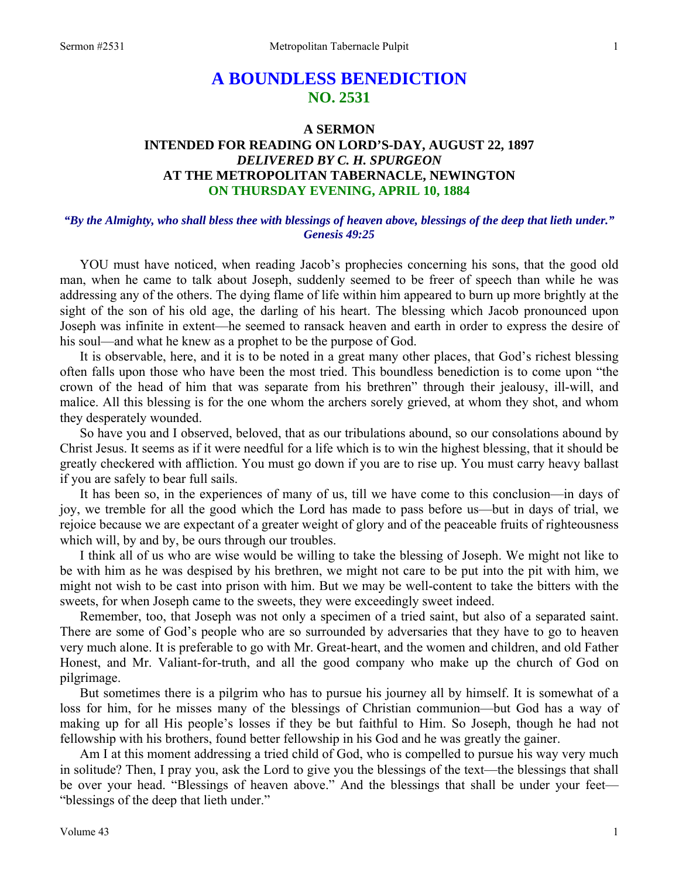# A BOUNDLESS BENEDICTION
## NO. 2531

### A SERMON
### INTENDED FOR READING ON LORD'S-DAY, AUGUST 22, 1897
### *DELIVERED BY C. H. SPURGEON*
### AT THE METROPOLITAN TABERNACLE, NEWINGTON
### ON THURSDAY EVENING, APRIL 10, 1884

***"By the Almighty, who shall bless thee with blessings of heaven above, blessings of the deep that lieth under." Genesis 49:25***

YOU must have noticed, when reading Jacob's prophecies concerning his sons, that the good old man, when he came to talk about Joseph, suddenly seemed to be freer of speech than while he was addressing any of the others. The dying flame of life within him appeared to burn up more brightly at the sight of the son of his old age, the darling of his heart. The blessing which Jacob pronounced upon Joseph was infinite in extent—he seemed to ransack heaven and earth in order to express the desire of his soul—and what he knew as a prophet to be the purpose of God.

It is observable, here, and it is to be noted in a great many other places, that God's richest blessing often falls upon those who have been the most tried. This boundless benediction is to come upon "the crown of the head of him that was separate from his brethren" through their jealousy, ill-will, and malice. All this blessing is for the one whom the archers sorely grieved, at whom they shot, and whom they desperately wounded.

So have you and I observed, beloved, that as our tribulations abound, so our consolations abound by Christ Jesus. It seems as if it were needful for a life which is to win the highest blessing, that it should be greatly checkered with affliction. You must go down if you are to rise up. You must carry heavy ballast if you are safely to bear full sails.

It has been so, in the experiences of many of us, till we have come to this conclusion—in days of joy, we tremble for all the good which the Lord has made to pass before us—but in days of trial, we rejoice because we are expectant of a greater weight of glory and of the peaceable fruits of righteousness which will, by and by, be ours through our troubles.

I think all of us who are wise would be willing to take the blessing of Joseph. We might not like to be with him as he was despised by his brethren, we might not care to be put into the pit with him, we might not wish to be cast into prison with him. But we may be well-content to take the bitters with the sweets, for when Joseph came to the sweets, they were exceedingly sweet indeed.

Remember, too, that Joseph was not only a specimen of a tried saint, but also of a separated saint. There are some of God's people who are so surrounded by adversaries that they have to go to heaven very much alone. It is preferable to go with Mr. Great-heart, and the women and children, and old Father Honest, and Mr. Valiant-for-truth, and all the good company who make up the church of God on pilgrimage.

But sometimes there is a pilgrim who has to pursue his journey all by himself. It is somewhat of a loss for him, for he misses many of the blessings of Christian communion—but God has a way of making up for all His people's losses if they be but faithful to Him. So Joseph, though he had not fellowship with his brothers, found better fellowship in his God and he was greatly the gainer.

Am I at this moment addressing a tried child of God, who is compelled to pursue his way very much in solitude? Then, I pray you, ask the Lord to give you the blessings of the text—the blessings that shall be over your head. "Blessings of heaven above." And the blessings that shall be under your feet—"blessings of the deep that lieth under."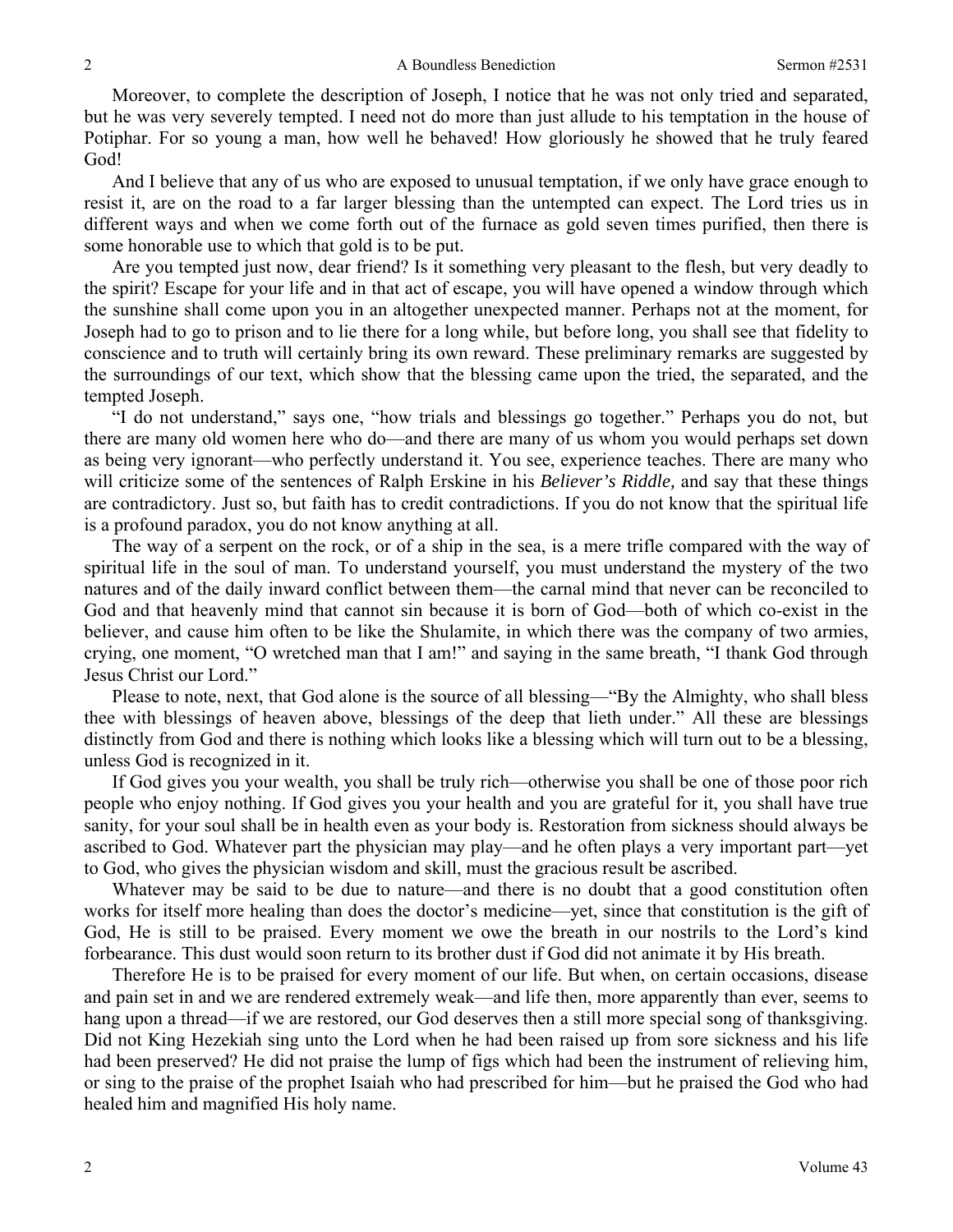Moreover, to complete the description of Joseph, I notice that he was not only tried and separated, but he was very severely tempted. I need not do more than just allude to his temptation in the house of Potiphar. For so young a man, how well he behaved! How gloriously he showed that he truly feared God!

And I believe that any of us who are exposed to unusual temptation, if we only have grace enough to resist it, are on the road to a far larger blessing than the untempted can expect. The Lord tries us in different ways and when we come forth out of the furnace as gold seven times purified, then there is some honorable use to which that gold is to be put.

Are you tempted just now, dear friend? Is it something very pleasant to the flesh, but very deadly to the spirit? Escape for your life and in that act of escape, you will have opened a window through which the sunshine shall come upon you in an altogether unexpected manner. Perhaps not at the moment, for Joseph had to go to prison and to lie there for a long while, but before long, you shall see that fidelity to conscience and to truth will certainly bring its own reward. These preliminary remarks are suggested by the surroundings of our text, which show that the blessing came upon the tried, the separated, and the tempted Joseph.

"I do not understand," says one, "how trials and blessings go together." Perhaps you do not, but there are many old women here who do—and there are many of us whom you would perhaps set down as being very ignorant—who perfectly understand it. You see, experience teaches. There are many who will criticize some of the sentences of Ralph Erskine in his *Believer's Riddle,* and say that these things are contradictory. Just so, but faith has to credit contradictions. If you do not know that the spiritual life is a profound paradox, you do not know anything at all.

The way of a serpent on the rock, or of a ship in the sea, is a mere trifle compared with the way of spiritual life in the soul of man. To understand yourself, you must understand the mystery of the two natures and of the daily inward conflict between them—the carnal mind that never can be reconciled to God and that heavenly mind that cannot sin because it is born of God—both of which co-exist in the believer, and cause him often to be like the Shulamite, in which there was the company of two armies, crying, one moment, "O wretched man that I am!" and saying in the same breath, "I thank God through Jesus Christ our Lord."

Please to note, next, that God alone is the source of all blessing—"By the Almighty, who shall bless thee with blessings of heaven above, blessings of the deep that lieth under." All these are blessings distinctly from God and there is nothing which looks like a blessing which will turn out to be a blessing, unless God is recognized in it.

If God gives you your wealth, you shall be truly rich—otherwise you shall be one of those poor rich people who enjoy nothing. If God gives you your health and you are grateful for it, you shall have true sanity, for your soul shall be in health even as your body is. Restoration from sickness should always be ascribed to God. Whatever part the physician may play—and he often plays a very important part—yet to God, who gives the physician wisdom and skill, must the gracious result be ascribed.

Whatever may be said to be due to nature—and there is no doubt that a good constitution often works for itself more healing than does the doctor's medicine—yet, since that constitution is the gift of God, He is still to be praised. Every moment we owe the breath in our nostrils to the Lord's kind forbearance. This dust would soon return to its brother dust if God did not animate it by His breath.

Therefore He is to be praised for every moment of our life. But when, on certain occasions, disease and pain set in and we are rendered extremely weak—and life then, more apparently than ever, seems to hang upon a thread—if we are restored, our God deserves then a still more special song of thanksgiving. Did not King Hezekiah sing unto the Lord when he had been raised up from sore sickness and his life had been preserved? He did not praise the lump of figs which had been the instrument of relieving him, or sing to the praise of the prophet Isaiah who had prescribed for him—but he praised the God who had healed him and magnified His holy name.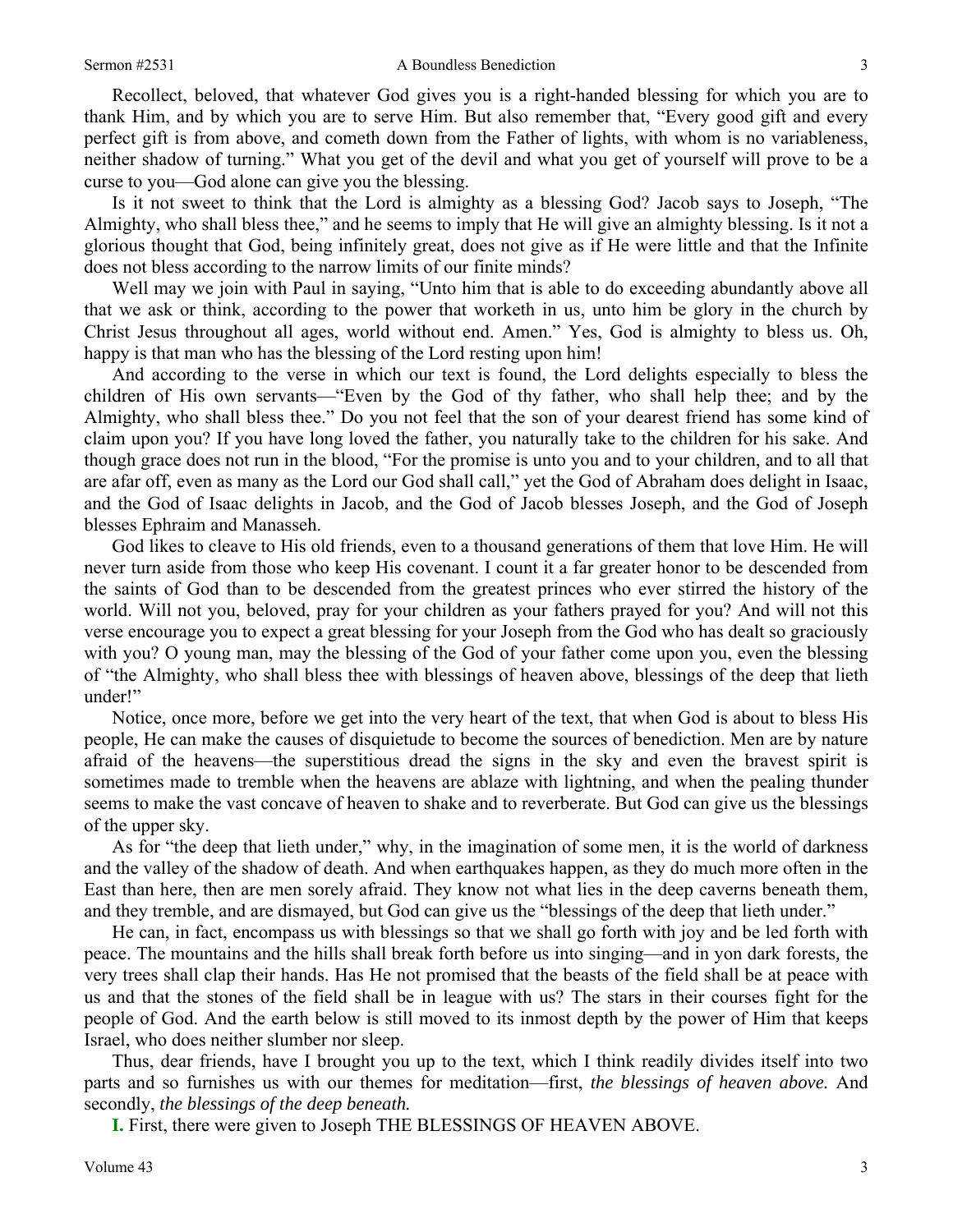Recollect, beloved, that whatever God gives you is a right-handed blessing for which you are to thank Him, and by which you are to serve Him. But also remember that, "Every good gift and every perfect gift is from above, and cometh down from the Father of lights, with whom is no variableness, neither shadow of turning." What you get of the devil and what you get of yourself will prove to be a curse to you—God alone can give you the blessing.

Is it not sweet to think that the Lord is almighty as a blessing God? Jacob says to Joseph, "The Almighty, who shall bless thee," and he seems to imply that He will give an almighty blessing. Is it not a glorious thought that God, being infinitely great, does not give as if He were little and that the Infinite does not bless according to the narrow limits of our finite minds?

Well may we join with Paul in saying, "Unto him that is able to do exceeding abundantly above all that we ask or think, according to the power that worketh in us, unto him be glory in the church by Christ Jesus throughout all ages, world without end. Amen." Yes, God is almighty to bless us. Oh, happy is that man who has the blessing of the Lord resting upon him!

And according to the verse in which our text is found, the Lord delights especially to bless the children of His own servants—"Even by the God of thy father, who shall help thee; and by the Almighty, who shall bless thee." Do you not feel that the son of your dearest friend has some kind of claim upon you? If you have long loved the father, you naturally take to the children for his sake. And though grace does not run in the blood, "For the promise is unto you and to your children, and to all that are afar off, even as many as the Lord our God shall call," yet the God of Abraham does delight in Isaac, and the God of Isaac delights in Jacob, and the God of Jacob blesses Joseph, and the God of Joseph blesses Ephraim and Manasseh.

God likes to cleave to His old friends, even to a thousand generations of them that love Him. He will never turn aside from those who keep His covenant. I count it a far greater honor to be descended from the saints of God than to be descended from the greatest princes who ever stirred the history of the world. Will not you, beloved, pray for your children as your fathers prayed for you? And will not this verse encourage you to expect a great blessing for your Joseph from the God who has dealt so graciously with you? O young man, may the blessing of the God of your father come upon you, even the blessing of "the Almighty, who shall bless thee with blessings of heaven above, blessings of the deep that lieth under!"

Notice, once more, before we get into the very heart of the text, that when God is about to bless His people, He can make the causes of disquietude to become the sources of benediction. Men are by nature afraid of the heavens—the superstitious dread the signs in the sky and even the bravest spirit is sometimes made to tremble when the heavens are ablaze with lightning, and when the pealing thunder seems to make the vast concave of heaven to shake and to reverberate. But God can give us the blessings of the upper sky.

As for "the deep that lieth under," why, in the imagination of some men, it is the world of darkness and the valley of the shadow of death. And when earthquakes happen, as they do much more often in the East than here, then are men sorely afraid. They know not what lies in the deep caverns beneath them, and they tremble, and are dismayed, but God can give us the "blessings of the deep that lieth under."

He can, in fact, encompass us with blessings so that we shall go forth with joy and be led forth with peace. The mountains and the hills shall break forth before us into singing—and in yon dark forests, the very trees shall clap their hands. Has He not promised that the beasts of the field shall be at peace with us and that the stones of the field shall be in league with us? The stars in their courses fight for the people of God. And the earth below is still moved to its inmost depth by the power of Him that keeps Israel, who does neither slumber nor sleep.

Thus, dear friends, have I brought you up to the text, which I think readily divides itself into two parts and so furnishes us with our themes for meditation—first, *the blessings of heaven above.* And secondly, *the blessings of the deep beneath.*

**I.** First, there were given to Joseph THE BLESSINGS OF HEAVEN ABOVE.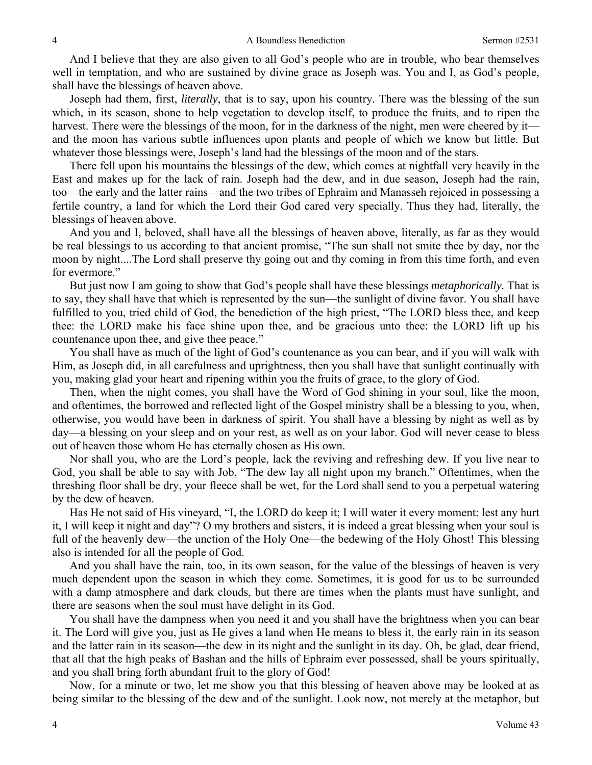And I believe that they are also given to all God's people who are in trouble, who bear themselves well in temptation, and who are sustained by divine grace as Joseph was. You and I, as God's people, shall have the blessings of heaven above.

Joseph had them, first, *literally*, that is to say, upon his country. There was the blessing of the sun which, in its season, shone to help vegetation to develop itself, to produce the fruits, and to ripen the harvest. There were the blessings of the moon, for in the darkness of the night, men were cheered by it—and the moon has various subtle influences upon plants and people of which we know but little. But whatever those blessings were, Joseph's land had the blessings of the moon and of the stars.

There fell upon his mountains the blessings of the dew, which comes at nightfall very heavily in the East and makes up for the lack of rain. Joseph had the dew, and in due season, Joseph had the rain, too—the early and the latter rains—and the two tribes of Ephraim and Manasseh rejoiced in possessing a fertile country, a land for which the Lord their God cared very specially. Thus they had, literally, the blessings of heaven above.

And you and I, beloved, shall have all the blessings of heaven above, literally, as far as they would be real blessings to us according to that ancient promise, "The sun shall not smite thee by day, nor the moon by night....The Lord shall preserve thy going out and thy coming in from this time forth, and even for evermore."

But just now I am going to show that God's people shall have these blessings *metaphorically.* That is to say, they shall have that which is represented by the sun—the sunlight of divine favor. You shall have fulfilled to you, tried child of God, the benediction of the high priest, "The LORD bless thee, and keep thee: the LORD make his face shine upon thee, and be gracious unto thee: the LORD lift up his countenance upon thee, and give thee peace."

You shall have as much of the light of God's countenance as you can bear, and if you will walk with Him, as Joseph did, in all carefulness and uprightness, then you shall have that sunlight continually with you, making glad your heart and ripening within you the fruits of grace, to the glory of God.

Then, when the night comes, you shall have the Word of God shining in your soul, like the moon, and oftentimes, the borrowed and reflected light of the Gospel ministry shall be a blessing to you, when, otherwise, you would have been in darkness of spirit. You shall have a blessing by night as well as by day—a blessing on your sleep and on your rest, as well as on your labor. God will never cease to bless out of heaven those whom He has eternally chosen as His own.

Nor shall you, who are the Lord's people, lack the reviving and refreshing dew. If you live near to God, you shall be able to say with Job, "The dew lay all night upon my branch." Oftentimes, when the threshing floor shall be dry, your fleece shall be wet, for the Lord shall send to you a perpetual watering by the dew of heaven.

Has He not said of His vineyard, "I, the LORD do keep it; I will water it every moment: lest any hurt it, I will keep it night and day"? O my brothers and sisters, it is indeed a great blessing when your soul is full of the heavenly dew—the unction of the Holy One—the bedewing of the Holy Ghost! This blessing also is intended for all the people of God.

And you shall have the rain, too, in its own season, for the value of the blessings of heaven is very much dependent upon the season in which they come. Sometimes, it is good for us to be surrounded with a damp atmosphere and dark clouds, but there are times when the plants must have sunlight, and there are seasons when the soul must have delight in its God.

You shall have the dampness when you need it and you shall have the brightness when you can bear it. The Lord will give you, just as He gives a land when He means to bless it, the early rain in its season and the latter rain in its season—the dew in its night and the sunlight in its day. Oh, be glad, dear friend, that all that the high peaks of Bashan and the hills of Ephraim ever possessed, shall be yours spiritually, and you shall bring forth abundant fruit to the glory of God!

Now, for a minute or two, let me show you that this blessing of heaven above may be looked at as being similar to the blessing of the dew and of the sunlight. Look now, not merely at the metaphor, but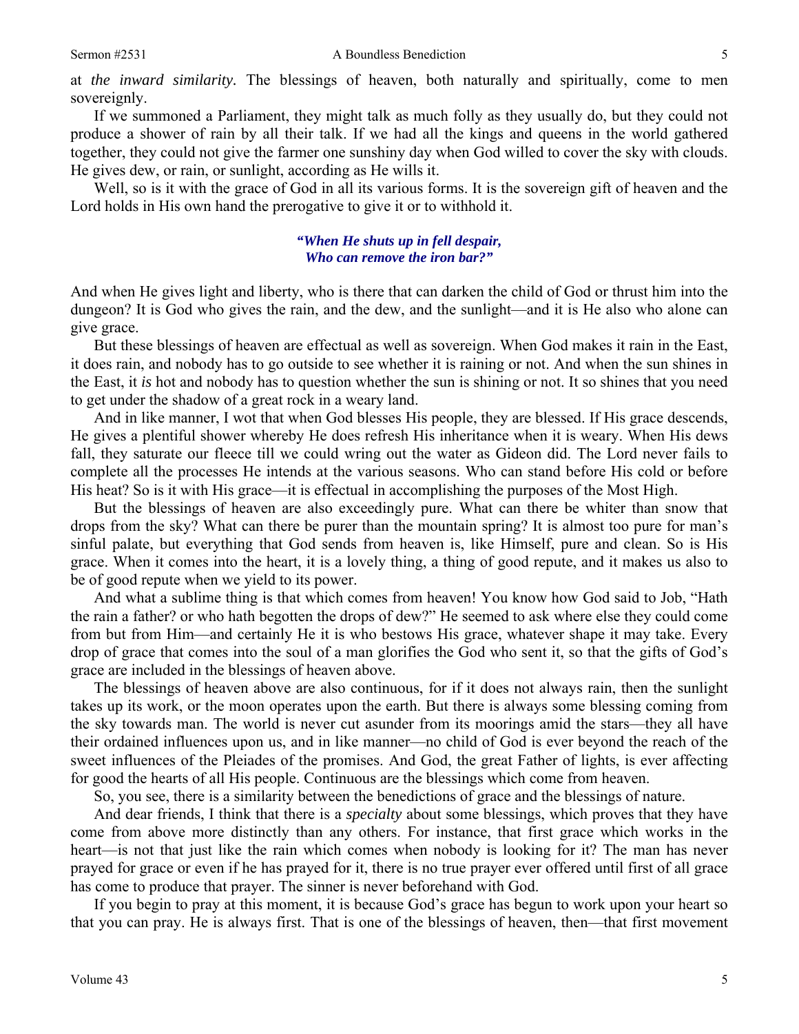at *the inward similarity.* The blessings of heaven, both naturally and spiritually, come to men sovereignly.

If we summoned a Parliament, they might talk as much folly as they usually do, but they could not produce a shower of rain by all their talk. If we had all the kings and queens in the world gathered together, they could not give the farmer one sunshiny day when God willed to cover the sky with clouds. He gives dew, or rain, or sunlight, according as He wills it.

Well, so is it with the grace of God in all its various forms. It is the sovereign gift of heaven and the Lord holds in His own hand the prerogative to give it or to withhold it.

> ***"When He shuts up in fell despair,***
> ***Who can remove the iron bar?"***

And when He gives light and liberty, who is there that can darken the child of God or thrust him into the dungeon? It is God who gives the rain, and the dew, and the sunlight—and it is He also who alone can give grace.

But these blessings of heaven are effectual as well as sovereign. When God makes it rain in the East, it does rain, and nobody has to go outside to see whether it is raining or not. And when the sun shines in the East, it *is* hot and nobody has to question whether the sun is shining or not. It so shines that you need to get under the shadow of a great rock in a weary land.

And in like manner, I wot that when God blesses His people, they are blessed. If His grace descends, He gives a plentiful shower whereby He does refresh His inheritance when it is weary. When His dews fall, they saturate our fleece till we could wring out the water as Gideon did. The Lord never fails to complete all the processes He intends at the various seasons. Who can stand before His cold or before His heat? So is it with His grace—it is effectual in accomplishing the purposes of the Most High.

But the blessings of heaven are also exceedingly pure. What can there be whiter than snow that drops from the sky? What can there be purer than the mountain spring? It is almost too pure for man's sinful palate, but everything that God sends from heaven is, like Himself, pure and clean. So is His grace. When it comes into the heart, it is a lovely thing, a thing of good repute, and it makes us also to be of good repute when we yield to its power.

And what a sublime thing is that which comes from heaven! You know how God said to Job, "Hath the rain a father? or who hath begotten the drops of dew?" He seemed to ask where else they could come from but from Him—and certainly He it is who bestows His grace, whatever shape it may take. Every drop of grace that comes into the soul of a man glorifies the God who sent it, so that the gifts of God's grace are included in the blessings of heaven above.

The blessings of heaven above are also continuous, for if it does not always rain, then the sunlight takes up its work, or the moon operates upon the earth. But there is always some blessing coming from the sky towards man. The world is never cut asunder from its moorings amid the stars—they all have their ordained influences upon us, and in like manner—no child of God is ever beyond the reach of the sweet influences of the Pleiades of the promises. And God, the great Father of lights, is ever affecting for good the hearts of all His people. Continuous are the blessings which come from heaven.

So, you see, there is a similarity between the benedictions of grace and the blessings of nature.

And dear friends, I think that there is a *specialty* about some blessings, which proves that they have come from above more distinctly than any others. For instance, that first grace which works in the heart—is not that just like the rain which comes when nobody is looking for it? The man has never prayed for grace or even if he has prayed for it, there is no true prayer ever offered until first of all grace has come to produce that prayer. The sinner is never beforehand with God.

If you begin to pray at this moment, it is because God's grace has begun to work upon your heart so that you can pray. He is always first. That is one of the blessings of heaven, then—that first movement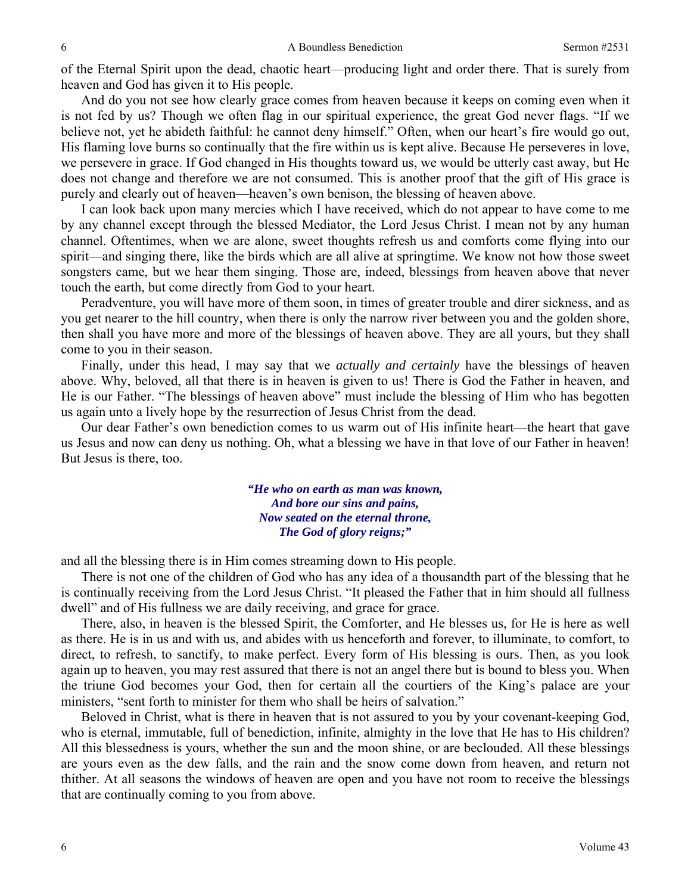of the Eternal Spirit upon the dead, chaotic heart—producing light and order there. That is surely from heaven and God has given it to His people.

And do you not see how clearly grace comes from heaven because it keeps on coming even when it is not fed by us? Though we often flag in our spiritual experience, the great God never flags. "If we believe not, yet he abideth faithful: he cannot deny himself." Often, when our heart's fire would go out, His flaming love burns so continually that the fire within us is kept alive. Because He perseveres in love, we persevere in grace. If God changed in His thoughts toward us, we would be utterly cast away, but He does not change and therefore we are not consumed. This is another proof that the gift of His grace is purely and clearly out of heaven—heaven's own benison, the blessing of heaven above.

I can look back upon many mercies which I have received, which do not appear to have come to me by any channel except through the blessed Mediator, the Lord Jesus Christ. I mean not by any human channel. Oftentimes, when we are alone, sweet thoughts refresh us and comforts come flying into our spirit—and singing there, like the birds which are all alive at springtime. We know not how those sweet songsters came, but we hear them singing. Those are, indeed, blessings from heaven above that never touch the earth, but come directly from God to your heart.

Peradventure, you will have more of them soon, in times of greater trouble and direr sickness, and as you get nearer to the hill country, when there is only the narrow river between you and the golden shore, then shall you have more and more of the blessings of heaven above. They are all yours, but they shall come to you in their season.

Finally, under this head, I may say that we *actually and certainly* have the blessings of heaven above. Why, beloved, all that there is in heaven is given to us! There is God the Father in heaven, and He is our Father. "The blessings of heaven above" must include the blessing of Him who has begotten us again unto a lively hope by the resurrection of Jesus Christ from the dead.

Our dear Father's own benediction comes to us warm out of His infinite heart—the heart that gave us Jesus and now can deny us nothing. Oh, what a blessing we have in that love of our Father in heaven! But Jesus is there, too.

> ***"He who on earth as man was known,***
> ***And bore our sins and pains,***
> ***Now seated on the eternal throne,***
> ***The God of glory reigns;"***

and all the blessing there is in Him comes streaming down to His people.

There is not one of the children of God who has any idea of a thousandth part of the blessing that he is continually receiving from the Lord Jesus Christ. "It pleased the Father that in him should all fullness dwell" and of His fullness we are daily receiving, and grace for grace.

There, also, in heaven is the blessed Spirit, the Comforter, and He blesses us, for He is here as well as there. He is in us and with us, and abides with us henceforth and forever, to illuminate, to comfort, to direct, to refresh, to sanctify, to make perfect. Every form of His blessing is ours. Then, as you look again up to heaven, you may rest assured that there is not an angel there but is bound to bless you. When the triune God becomes your God, then for certain all the courtiers of the King's palace are your ministers, "sent forth to minister for them who shall be heirs of salvation."

Beloved in Christ, what is there in heaven that is not assured to you by your covenant-keeping God, who is eternal, immutable, full of benediction, infinite, almighty in the love that He has to His children? All this blessedness is yours, whether the sun and the moon shine, or are beclouded. All these blessings are yours even as the dew falls, and the rain and the snow come down from heaven, and return not thither. At all seasons the windows of heaven are open and you have not room to receive the blessings that are continually coming to you from above.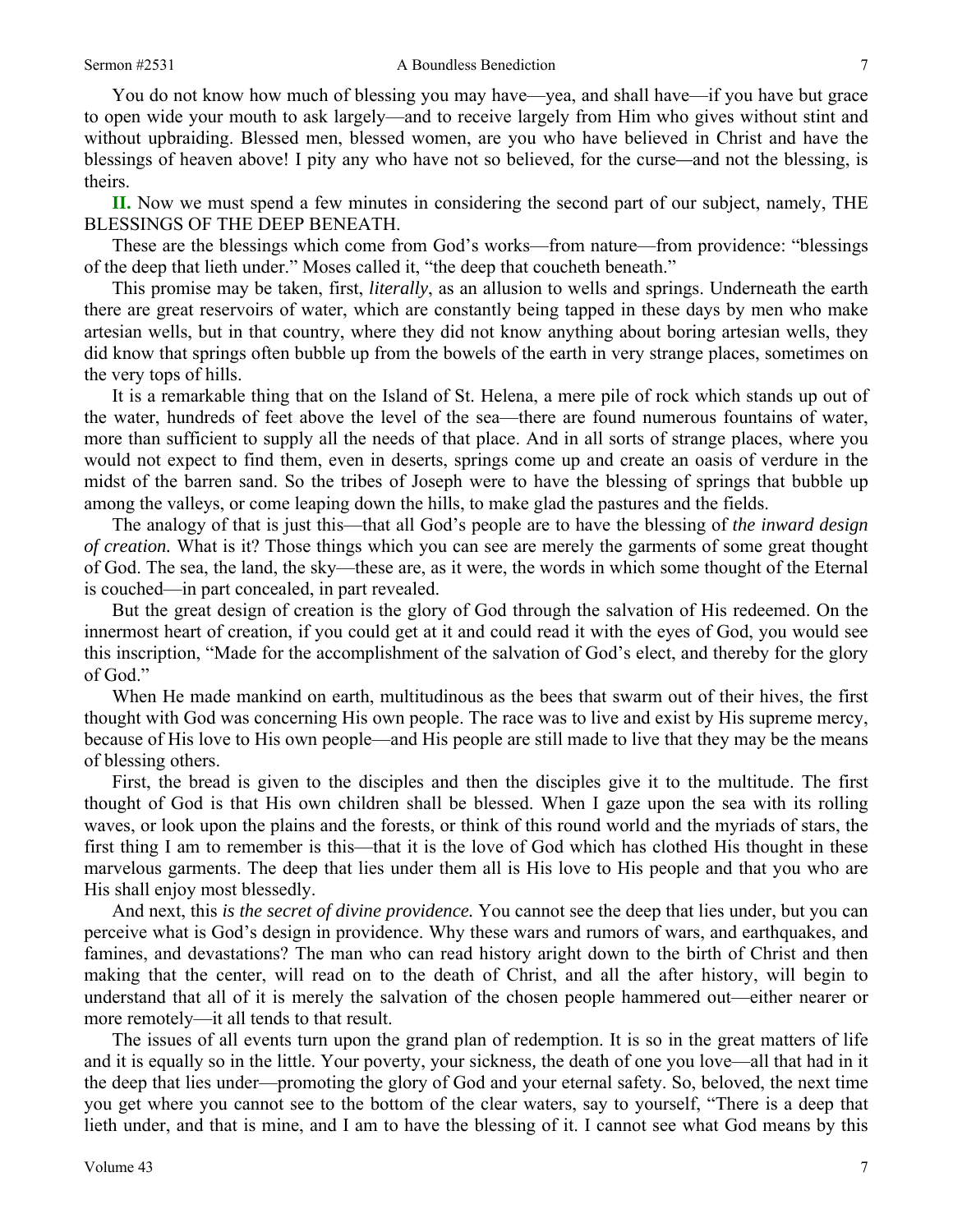You do not know how much of blessing you may have—yea, and shall have—if you have but grace to open wide your mouth to ask largely—and to receive largely from Him who gives without stint and without upbraiding. Blessed men, blessed women, are you who have believed in Christ and have the blessings of heaven above! I pity any who have not so believed, for the curse—and not the blessing, is theirs.

**II.** Now we must spend a few minutes in considering the second part of our subject, namely, THE BLESSINGS OF THE DEEP BENEATH.

These are the blessings which come from God's works—from nature—from providence: "blessings of the deep that lieth under." Moses called it, "the deep that coucheth beneath."

This promise may be taken, first, *literally*, as an allusion to wells and springs. Underneath the earth there are great reservoirs of water, which are constantly being tapped in these days by men who make artesian wells, but in that country, where they did not know anything about boring artesian wells, they did know that springs often bubble up from the bowels of the earth in very strange places, sometimes on the very tops of hills.

It is a remarkable thing that on the Island of St. Helena, a mere pile of rock which stands up out of the water, hundreds of feet above the level of the sea—there are found numerous fountains of water, more than sufficient to supply all the needs of that place. And in all sorts of strange places, where you would not expect to find them, even in deserts, springs come up and create an oasis of verdure in the midst of the barren sand. So the tribes of Joseph were to have the blessing of springs that bubble up among the valleys, or come leaping down the hills, to make glad the pastures and the fields.

The analogy of that is just this—that all God's people are to have the blessing of *the inward design of creation.* What is it? Those things which you can see are merely the garments of some great thought of God. The sea, the land, the sky—these are, as it were, the words in which some thought of the Eternal is couched—in part concealed, in part revealed.

But the great design of creation is the glory of God through the salvation of His redeemed. On the innermost heart of creation, if you could get at it and could read it with the eyes of God, you would see this inscription, "Made for the accomplishment of the salvation of God's elect, and thereby for the glory of God."

When He made mankind on earth, multitudinous as the bees that swarm out of their hives, the first thought with God was concerning His own people. The race was to live and exist by His supreme mercy, because of His love to His own people—and His people are still made to live that they may be the means of blessing others.

First, the bread is given to the disciples and then the disciples give it to the multitude. The first thought of God is that His own children shall be blessed. When I gaze upon the sea with its rolling waves, or look upon the plains and the forests, or think of this round world and the myriads of stars, the first thing I am to remember is this—that it is the love of God which has clothed His thought in these marvelous garments. The deep that lies under them all is His love to His people and that you who are His shall enjoy most blessedly.

And next, this *is the secret of divine providence.* You cannot see the deep that lies under, but you can perceive what is God's design in providence. Why these wars and rumors of wars, and earthquakes, and famines, and devastations? The man who can read history aright down to the birth of Christ and then making that the center, will read on to the death of Christ, and all the after history, will begin to understand that all of it is merely the salvation of the chosen people hammered out—either nearer or more remotely—it all tends to that result.

The issues of all events turn upon the grand plan of redemption. It is so in the great matters of life and it is equally so in the little. Your poverty, your sickness, the death of one you love—all that had in it the deep that lies under—promoting the glory of God and your eternal safety. So, beloved, the next time you get where you cannot see to the bottom of the clear waters, say to yourself, "There is a deep that lieth under, and that is mine, and I am to have the blessing of it. I cannot see what God means by this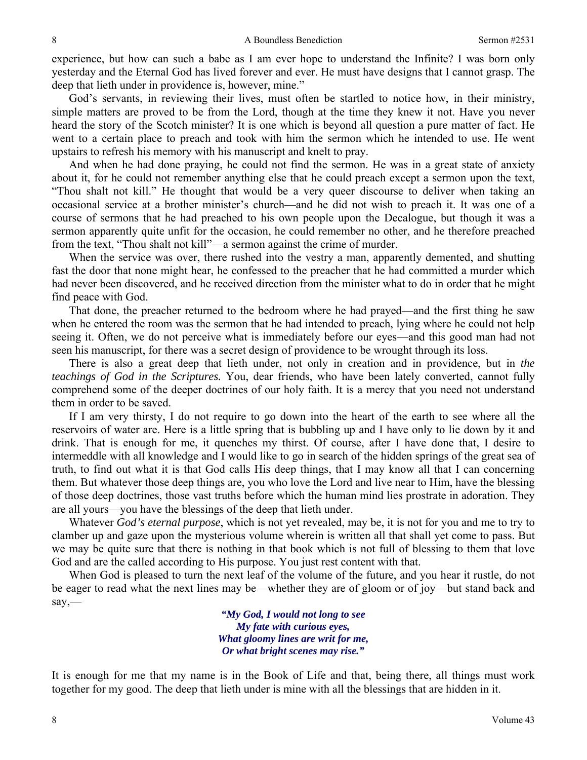experience, but how can such a babe as I am ever hope to understand the Infinite? I was born only yesterday and the Eternal God has lived forever and ever. He must have designs that I cannot grasp. The deep that lieth under in providence is, however, mine."

God's servants, in reviewing their lives, must often be startled to notice how, in their ministry, simple matters are proved to be from the Lord, though at the time they knew it not. Have you never heard the story of the Scotch minister? It is one which is beyond all question a pure matter of fact. He went to a certain place to preach and took with him the sermon which he intended to use. He went upstairs to refresh his memory with his manuscript and knelt to pray.

And when he had done praying, he could not find the sermon. He was in a great state of anxiety about it, for he could not remember anything else that he could preach except a sermon upon the text, "Thou shalt not kill." He thought that would be a very queer discourse to deliver when taking an occasional service at a brother minister's church—and he did not wish to preach it. It was one of a course of sermons that he had preached to his own people upon the Decalogue, but though it was a sermon apparently quite unfit for the occasion, he could remember no other, and he therefore preached from the text, "Thou shalt not kill"—a sermon against the crime of murder.

When the service was over, there rushed into the vestry a man, apparently demented, and shutting fast the door that none might hear, he confessed to the preacher that he had committed a murder which had never been discovered, and he received direction from the minister what to do in order that he might find peace with God.

That done, the preacher returned to the bedroom where he had prayed—and the first thing he saw when he entered the room was the sermon that he had intended to preach, lying where he could not help seeing it. Often, we do not perceive what is immediately before our eyes—and this good man had not seen his manuscript, for there was a secret design of providence to be wrought through its loss.

There is also a great deep that lieth under, not only in creation and in providence, but in *the teachings of God in the Scriptures.* You, dear friends, who have been lately converted, cannot fully comprehend some of the deeper doctrines of our holy faith. It is a mercy that you need not understand them in order to be saved.

If I am very thirsty, I do not require to go down into the heart of the earth to see where all the reservoirs of water are. Here is a little spring that is bubbling up and I have only to lie down by it and drink. That is enough for me, it quenches my thirst. Of course, after I have done that, I desire to intermeddle with all knowledge and I would like to go in search of the hidden springs of the great sea of truth, to find out what it is that God calls His deep things, that I may know all that I can concerning them. But whatever those deep things are, you who love the Lord and live near to Him, have the blessing of those deep doctrines, those vast truths before which the human mind lies prostrate in adoration. They are all yours—you have the blessings of the deep that lieth under.

Whatever *God's eternal purpose*, which is not yet revealed, may be, it is not for you and me to try to clamber up and gaze upon the mysterious volume wherein is written all that shall yet come to pass. But we may be quite sure that there is nothing in that book which is not full of blessing to them that love God and are the called according to His purpose. You just rest content with that.

When God is pleased to turn the next leaf of the volume of the future, and you hear it rustle, do not be eager to read what the next lines may be—whether they are of gloom or of joy—but stand back and say,—

> ***"My God, I would not long to see***
> ***My fate with curious eyes,***
> ***What gloomy lines are writ for me,***
> ***Or what bright scenes may rise."***

It is enough for me that my name is in the Book of Life and that, being there, all things must work together for my good. The deep that lieth under is mine with all the blessings that are hidden in it.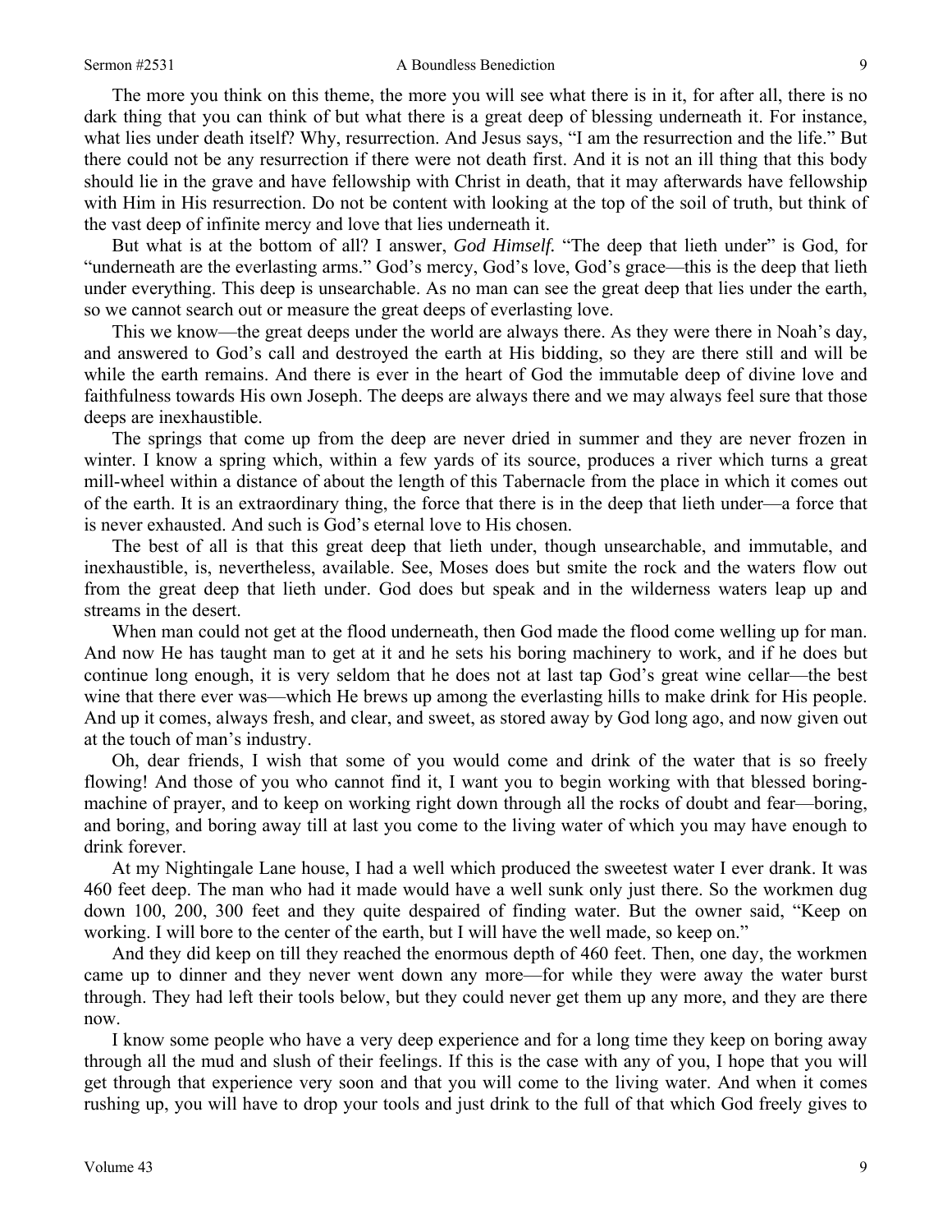The more you think on this theme, the more you will see what there is in it, for after all, there is no dark thing that you can think of but what there is a great deep of blessing underneath it. For instance, what lies under death itself? Why, resurrection. And Jesus says, "I am the resurrection and the life." But there could not be any resurrection if there were not death first. And it is not an ill thing that this body should lie in the grave and have fellowship with Christ in death, that it may afterwards have fellowship with Him in His resurrection. Do not be content with looking at the top of the soil of truth, but think of the vast deep of infinite mercy and love that lies underneath it.

But what is at the bottom of all? I answer, *God Himself.* "The deep that lieth under" is God, for "underneath are the everlasting arms." God's mercy, God's love, God's grace—this is the deep that lieth under everything. This deep is unsearchable. As no man can see the great deep that lies under the earth, so we cannot search out or measure the great deeps of everlasting love.

This we know—the great deeps under the world are always there. As they were there in Noah's day, and answered to God's call and destroyed the earth at His bidding, so they are there still and will be while the earth remains. And there is ever in the heart of God the immutable deep of divine love and faithfulness towards His own Joseph. The deeps are always there and we may always feel sure that those deeps are inexhaustible.

The springs that come up from the deep are never dried in summer and they are never frozen in winter. I know a spring which, within a few yards of its source, produces a river which turns a great mill-wheel within a distance of about the length of this Tabernacle from the place in which it comes out of the earth. It is an extraordinary thing, the force that there is in the deep that lieth under—a force that is never exhausted. And such is God's eternal love to His chosen.

The best of all is that this great deep that lieth under, though unsearchable, and immutable, and inexhaustible, is, nevertheless, available. See, Moses does but smite the rock and the waters flow out from the great deep that lieth under. God does but speak and in the wilderness waters leap up and streams in the desert.

When man could not get at the flood underneath, then God made the flood come welling up for man. And now He has taught man to get at it and he sets his boring machinery to work, and if he does but continue long enough, it is very seldom that he does not at last tap God's great wine cellar—the best wine that there ever was—which He brews up among the everlasting hills to make drink for His people. And up it comes, always fresh, and clear, and sweet, as stored away by God long ago, and now given out at the touch of man's industry.

Oh, dear friends, I wish that some of you would come and drink of the water that is so freely flowing! And those of you who cannot find it, I want you to begin working with that blessed boring-machine of prayer, and to keep on working right down through all the rocks of doubt and fear—boring, and boring, and boring away till at last you come to the living water of which you may have enough to drink forever.

At my Nightingale Lane house, I had a well which produced the sweetest water I ever drank. It was 460 feet deep. The man who had it made would have a well sunk only just there. So the workmen dug down 100, 200, 300 feet and they quite despaired of finding water. But the owner said, "Keep on working. I will bore to the center of the earth, but I will have the well made, so keep on."

And they did keep on till they reached the enormous depth of 460 feet. Then, one day, the workmen came up to dinner and they never went down any more—for while they were away the water burst through. They had left their tools below, but they could never get them up any more, and they are there now.

I know some people who have a very deep experience and for a long time they keep on boring away through all the mud and slush of their feelings. If this is the case with any of you, I hope that you will get through that experience very soon and that you will come to the living water. And when it comes rushing up, you will have to drop your tools and just drink to the full of that which God freely gives to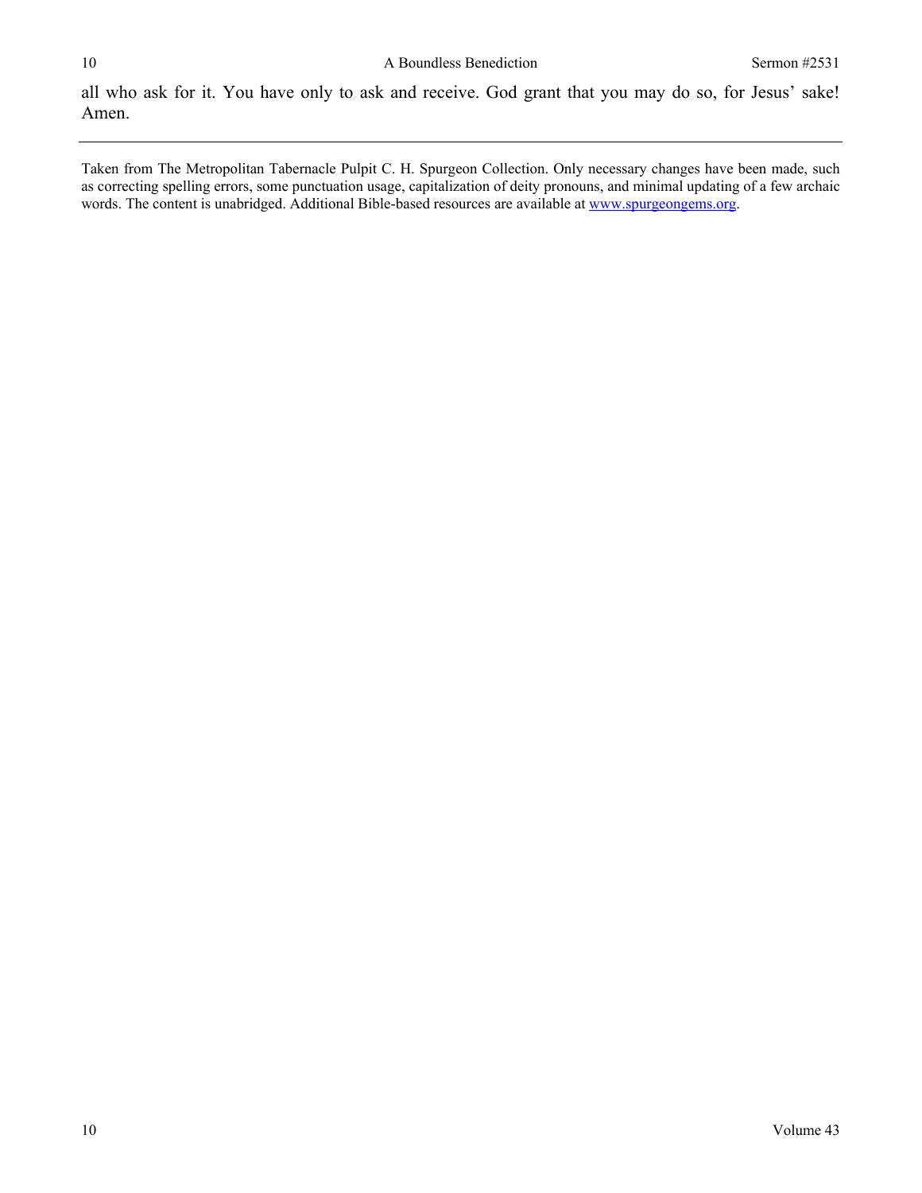all who ask for it. You have only to ask and receive. God grant that you may do so, for Jesus' sake! Amen.

---

Taken from The Metropolitan Tabernacle Pulpit C. H. Spurgeon Collection. Only necessary changes have been made, such as correcting spelling errors, some punctuation usage, capitalization of deity pronouns, and minimal updating of a few archaic words. The content is unabridged. Additional Bible-based resources are available at [www.spurgeongems.org](http://www.spurgeongems.org).